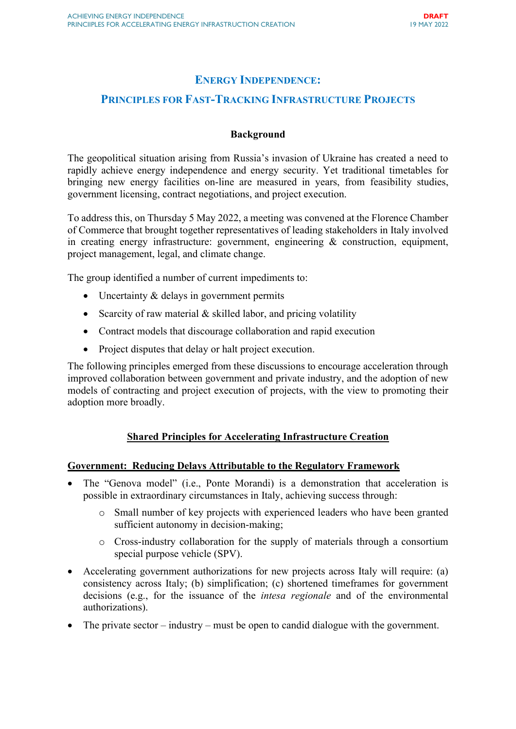# Energy Independence:

# Principles for Fast-Tracking Infrastructure Projects

**Background**

The geopolitical situation arising from Russia's invasion of Ukraine has created a need to rapidly achieve energy independence and energy security. Yet traditional timetables for bringing new energy facilities on-line are measured in years, from feasibility studies, government licensing, contract negotiations, and project execution.

To address this, on Thursday 5 May 2022, a meeting was convened at the Florence Chamber of Commerce that brought together representatives of leading stakeholders in Italy involved in creating energy infrastructure: government, engineering & construction, equipment, project management, legal, and climate change.

The group identified a number of current impediments to:

- Uncertainty & delays in government permits
- Scarcity of raw material & skilled labor, and pricing volatility
- Contract models that discourage collaboration and rapid execution
- Project disputes that delay or halt project execution.

The following principles emerged from these discussions to encourage acceleration through improved collaboration between government and private industry, and the adoption of new models of contracting and project execution of projects, with the view to promoting their adoption more broadly.

## Shared Principles for Accelerating Infrastructure Creation

### Government: Reducing Delays Attributable to the Regulatory Framework

- The "Genova model" (i.e., Ponte Morandi) is a demonstration that acceleration is possible in extraordinary circumstances in Italy, achieving success through:
  - Small number of key projects with experienced leaders who have been granted sufficient autonomy in decision-making;
  - Cross-industry collaboration for the supply of materials through a consortium special purpose vehicle (SPV).
- Accelerating government authorizations for new projects across Italy will require: (a) consistency across Italy; (b) simplification; (c) shortened timeframes for government decisions (e.g., for the issuance of the *intesa regionale* and of the environmental authorizations).
- The private sector – industry – must be open to candid dialogue with the government.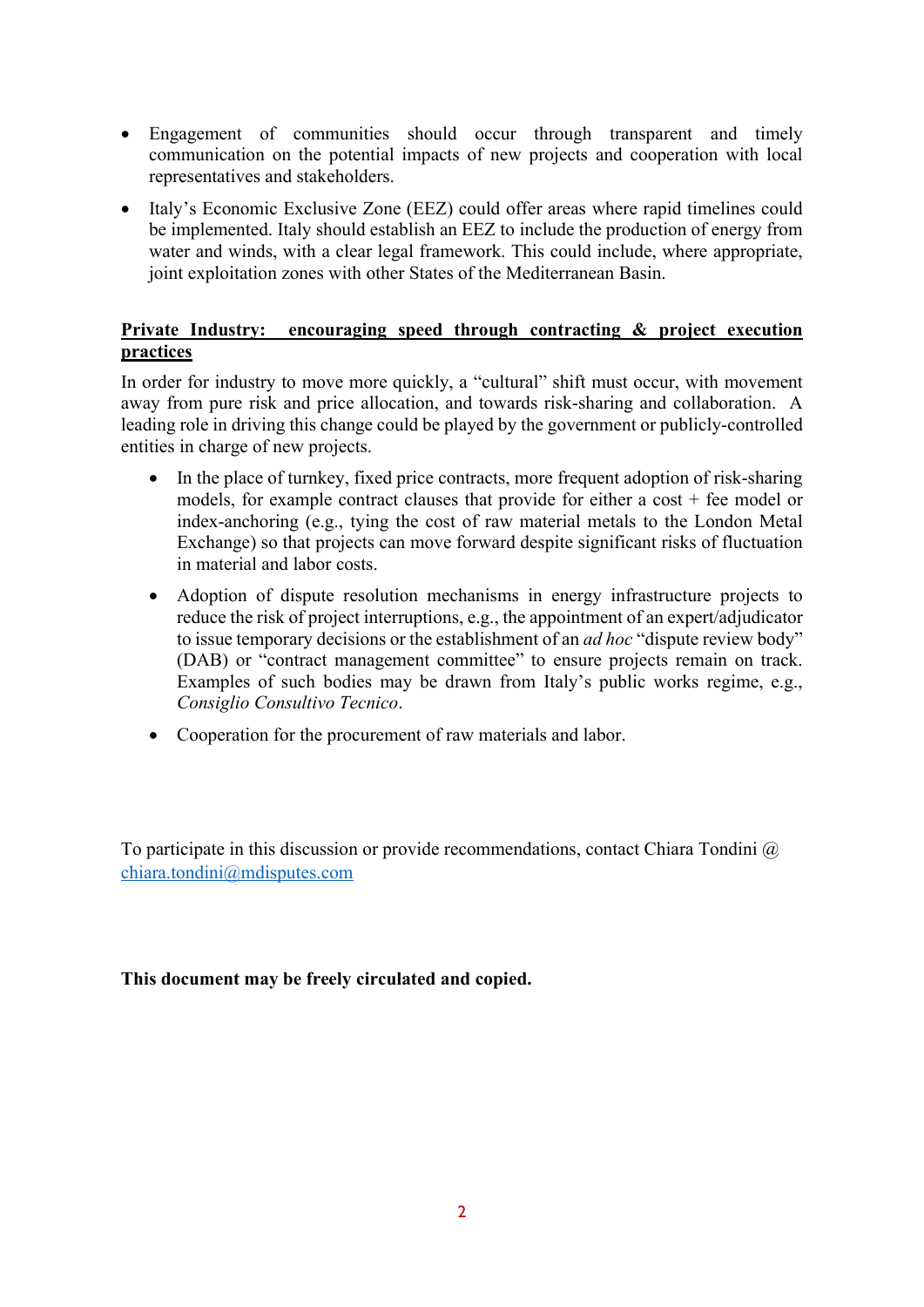- Engagement of communities should occur through transparent and timely communication on the potential impacts of new projects and cooperation with local representatives and stakeholders.
- Italy's Economic Exclusive Zone (EEZ) could offer areas where rapid timelines could be implemented. Italy should establish an EEZ to include the production of energy from water and winds, with a clear legal framework. This could include, where appropriate, joint exploitation zones with other States of the Mediterranean Basin.

**Private Industry: encouraging speed through contracting & project execution practices**

In order for industry to move more quickly, a "cultural" shift must occur, with movement away from pure risk and price allocation, and towards risk-sharing and collaboration. A leading role in driving this change could be played by the government or publicly-controlled entities in charge of new projects.

- In the place of turnkey, fixed price contracts, more frequent adoption of risk-sharing models, for example contract clauses that provide for either a cost + fee model or index-anchoring (e.g., tying the cost of raw material metals to the London Metal Exchange) so that projects can move forward despite significant risks of fluctuation in material and labor costs.
- Adoption of dispute resolution mechanisms in energy infrastructure projects to reduce the risk of project interruptions, e.g., the appointment of an expert/adjudicator to issue temporary decisions or the establishment of an *ad hoc* "dispute review body" (DAB) or "contract management committee" to ensure projects remain on track. Examples of such bodies may be drawn from Italy's public works regime, e.g., *Consiglio Consultivo Tecnico*.
- Cooperation for the procurement of raw materials and labor.

To participate in this discussion or provide recommendations, contact Chiara Tondini @ chiara.tondini@mdisputes.com

**This document may be freely circulated and copied.**